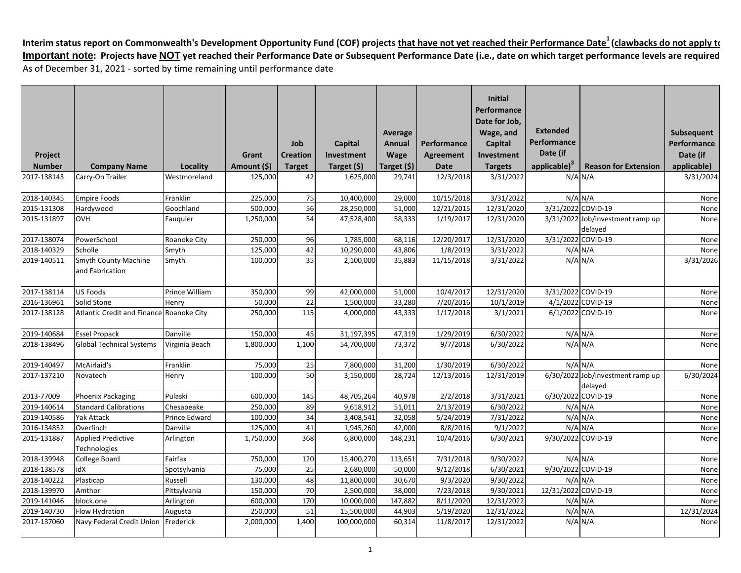**Interim status report on Commonwealth's Development Opportunity Fund (COF) projects that have not yet reached their Performance Date[1] (clawbacks do not apply to**

**Important note: Projects have NOT yet reached their Performance Date or Subsequent Performance Date (i.e., date on which target performance levels are required**

As of December 31, 2021 - sorted by time remaining until performance date

| Project Number | Company Name | Locality | Grant Amount ($) | Job Creation Target | Capital Investment Target ($) | Average Annual Wage Target ($) | Performance Agreement Date | Initial Performance Date for Job, Wage, and Capital Investment Targets | Extended Performance Date (if applicable)[3] | Reason for Extension | Subsequent Performance Date (if applicable) |
|---|---|---|---|---|---|---|---|---|---|---|---|
| 2017-138143 | Carry-On Trailer | Westmoreland | 125,000 | 42 | 1,625,000 | 29,741 | 12/3/2018 | 3/31/2022 | N/A | N/A | 3/31/2024 |
| 2018-140345 | Empire Foods | Franklin | 225,000 | 75 | 10,400,000 | 29,000 | 10/15/2018 | 3/31/2022 | N/A | N/A | None |
| 2015-131308 | Hardywood | Goochland | 500,000 | 56 | 28,250,000 | 51,000 | 12/21/2015 | 12/31/2020 | 3/31/2022 | COVID-19 | None |
| 2015-131897 | OVH | Fauquier | 1,250,000 | 54 | 47,528,400 | 58,333 | 1/19/2017 | 12/31/2020 | 3/31/2022 | Job/investment ramp up delayed | None |
| 2017-138074 | PowerSchool | Roanoke City | 250,000 | 96 | 1,785,000 | 68,116 | 12/20/2017 | 12/31/2020 | 3/31/2022 | COVID-19 | None |
| 2018-140329 | Scholle | Smyth | 125,000 | 42 | 10,290,000 | 43,806 | 1/8/2019 | 3/31/2022 | N/A | N/A | None |
| 2019-140511 | Smyth County Machine and Fabrication | Smyth | 100,000 | 35 | 2,100,000 | 35,883 | 11/15/2018 | 3/31/2022 | N/A | N/A | 3/31/2026 |
| 2017-138114 | US Foods | Prince William | 350,000 | 99 | 42,000,000 | 51,000 | 10/4/2017 | 12/31/2020 | 3/31/2022 | COVID-19 | None |
| 2016-136961 | Solid Stone | Henry | 50,000 | 22 | 1,500,000 | 33,280 | 7/20/2016 | 10/1/2019 | 4/1/2022 | COVID-19 | None |
| 2017-138128 | Atlantic Credit and Finance | Roanoke City | 250,000 | 115 | 4,000,000 | 43,333 | 1/17/2018 | 3/1/2021 | 6/1/2022 | COVID-19 | None |
| 2019-140684 | Essel Propack | Danville | 150,000 | 45 | 31,197,395 | 47,319 | 1/29/2019 | 6/30/2022 | N/A | N/A | None |
| 2018-138496 | Global Technical Systems | Virginia Beach | 1,800,000 | 1,100 | 54,700,000 | 73,372 | 9/7/2018 | 6/30/2022 | N/A | N/A | None |
| 2019-140497 | McAirlaid's | Franklin | 75,000 | 25 | 7,800,000 | 31,200 | 1/30/2019 | 6/30/2022 | N/A | N/A | None |
| 2017-137210 | Novatech | Henry | 100,000 | 50 | 3,150,000 | 28,724 | 12/13/2016 | 12/31/2019 | 6/30/2022 | Job/investment ramp up delayed | 6/30/2024 |
| 2013-77009 | Phoenix Packaging | Pulaski | 600,000 | 145 | 48,705,264 | 40,978 | 2/2/2018 | 3/31/2021 | 6/30/2022 | COVID-19 | None |
| 2019-140614 | Standard Calibrations | Chesapeake | 250,000 | 89 | 9,618,912 | 51,011 | 2/13/2019 | 6/30/2022 | N/A | N/A | None |
| 2019-140586 | Yak Attack | Prince Edward | 100,000 | 34 | 3,408,541 | 32,058 | 5/24/2019 | 7/31/2022 | N/A | N/A | None |
| 2016-134852 | Overfinch | Danville | 125,000 | 41 | 1,945,260 | 42,000 | 8/8/2016 | 9/1/2022 | N/A | N/A | None |
| 2015-131887 | Applied Predictive Technologies | Arlington | 1,750,000 | 368 | 6,800,000 | 148,231 | 10/4/2016 | 6/30/2021 | 9/30/2022 | COVID-19 | None |
| 2018-139948 | College Board | Fairfax | 750,000 | 120 | 15,400,270 | 113,651 | 7/31/2018 | 9/30/2022 | N/A | N/A | None |
| 2018-138578 | idX | Spotsylvania | 75,000 | 25 | 2,680,000 | 50,000 | 9/12/2018 | 6/30/2021 | 9/30/2022 | COVID-19 | None |
| 2018-140222 | Plasticap | Russell | 130,000 | 48 | 11,800,000 | 30,670 | 9/3/2020 | 9/30/2022 | N/A | N/A | None |
| 2018-139970 | Amthor | Pittsylvania | 150,000 | 70 | 2,500,000 | 38,000 | 7/23/2018 | 9/30/2021 | 12/31/2022 | COVID-19 | None |
| 2019-141046 | block.one | Arlington | 600,000 | 170 | 10,000,000 | 147,882 | 8/11/2020 | 12/31/2022 | N/A | N/A | None |
| 2019-140730 | Flow Hydration | Augusta | 250,000 | 51 | 15,500,000 | 44,903 | 5/19/2020 | 12/31/2022 | N/A | N/A | 12/31/2024 |
| 2017-137060 | Navy Federal Credit Union | Frederick | 2,000,000 | 1,400 | 100,000,000 | 60,314 | 11/8/2017 | 12/31/2022 | N/A | N/A | None |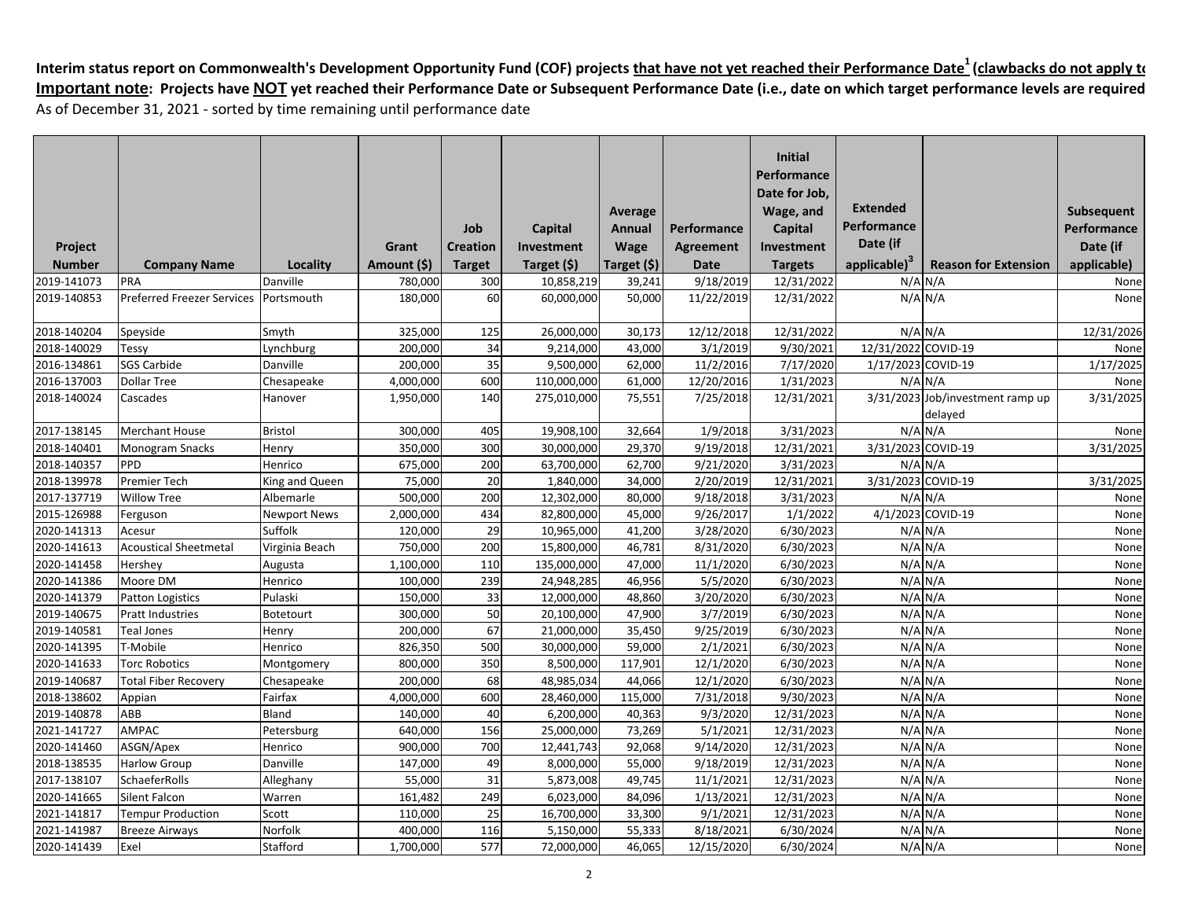**Interim status report on Commonwealth's Development Opportunity Fund (COF) projects that have not yet reached their Performance Date[1] (clawbacks do not apply to**

**Important note: Projects have NOT yet reached their Performance Date or Subsequent Performance Date (i.e., date on which target performance levels are required**

As of December 31, 2021 - sorted by time remaining until performance date

| Project Number | Company Name | Locality | Grant Amount ($) | Job Creation Target | Capital Investment Target ($) | Average Annual Wage Target ($) | Performance Agreement Date | Initial Performance Date for Job, Wage, and Capital Investment Targets | Extended Performance Date (if applicable)[3] | Reason for Extension | Subsequent Performance Date (if applicable) |
|---|---|---|---|---|---|---|---|---|---|---|---|
| 2019-141073 | PRA | Danville | 780,000 | 300 | 10,858,219 | 39,241 | 9/18/2019 | 12/31/2022 | N/A | N/A | None |
| 2019-140853 | Preferred Freezer Services | Portsmouth | 180,000 | 60 | 60,000,000 | 50,000 | 11/22/2019 | 12/31/2022 | N/A | N/A | None |
| 2018-140204 | Speyside | Smyth | 325,000 | 125 | 26,000,000 | 30,173 | 12/12/2018 | 12/31/2022 | N/A | N/A | 12/31/2026 |
| 2018-140029 | Tessy | Lynchburg | 200,000 | 34 | 9,214,000 | 43,000 | 3/1/2019 | 9/30/2021 | 12/31/2022 | COVID-19 | None |
| 2016-134861 | SGS Carbide | Danville | 200,000 | 35 | 9,500,000 | 62,000 | 11/2/2016 | 7/17/2020 | 1/17/2023 | COVID-19 | 1/17/2025 |
| 2016-137003 | Dollar Tree | Chesapeake | 4,000,000 | 600 | 110,000,000 | 61,000 | 12/20/2016 | 1/31/2023 | N/A | N/A | None |
| 2018-140024 | Cascades | Hanover | 1,950,000 | 140 | 275,010,000 | 75,551 | 7/25/2018 | 12/31/2021 | 3/31/2023 | Job/investment ramp up delayed | 3/31/2025 |
| 2017-138145 | Merchant House | Bristol | 300,000 | 405 | 19,908,100 | 32,664 | 1/9/2018 | 3/31/2023 | N/A | N/A | None |
| 2018-140401 | Monogram Snacks | Henry | 350,000 | 300 | 30,000,000 | 29,370 | 9/19/2018 | 12/31/2021 | 3/31/2023 | COVID-19 | 3/31/2025 |
| 2018-140357 | PPD | Henrico | 675,000 | 200 | 63,700,000 | 62,700 | 9/21/2020 | 3/31/2023 | N/A | N/A | |
| 2018-139978 | Premier Tech | King and Queen | 75,000 | 20 | 1,840,000 | 34,000 | 2/20/2019 | 12/31/2021 | 3/31/2023 | COVID-19 | 3/31/2025 |
| 2017-137719 | Willow Tree | Albemarle | 500,000 | 200 | 12,302,000 | 80,000 | 9/18/2018 | 3/31/2023 | N/A | N/A | None |
| 2015-126988 | Ferguson | Newport News | 2,000,000 | 434 | 82,800,000 | 45,000 | 9/26/2017 | 1/1/2022 | 4/1/2023 | COVID-19 | None |
| 2020-141313 | Acesur | Suffolk | 120,000 | 29 | 10,965,000 | 41,200 | 3/28/2020 | 6/30/2023 | N/A | N/A | None |
| 2020-141613 | Acoustical Sheetmetal | Virginia Beach | 750,000 | 200 | 15,800,000 | 46,781 | 8/31/2020 | 6/30/2023 | N/A | N/A | None |
| 2020-141458 | Hershey | Augusta | 1,100,000 | 110 | 135,000,000 | 47,000 | 11/1/2020 | 6/30/2023 | N/A | N/A | None |
| 2020-141386 | Moore DM | Henrico | 100,000 | 239 | 24,948,285 | 46,956 | 5/5/2020 | 6/30/2023 | N/A | N/A | None |
| 2020-141379 | Patton Logistics | Pulaski | 150,000 | 33 | 12,000,000 | 48,860 | 3/20/2020 | 6/30/2023 | N/A | N/A | None |
| 2019-140675 | Pratt Industries | Botetourt | 300,000 | 50 | 20,100,000 | 47,900 | 3/7/2019 | 6/30/2023 | N/A | N/A | None |
| 2019-140581 | Teal Jones | Henry | 200,000 | 67 | 21,000,000 | 35,450 | 9/25/2019 | 6/30/2023 | N/A | N/A | None |
| 2020-141395 | T-Mobile | Henrico | 826,350 | 500 | 30,000,000 | 59,000 | 2/1/2021 | 6/30/2023 | N/A | N/A | None |
| 2020-141633 | Torc Robotics | Montgomery | 800,000 | 350 | 8,500,000 | 117,901 | 12/1/2020 | 6/30/2023 | N/A | N/A | None |
| 2019-140687 | Total Fiber Recovery | Chesapeake | 200,000 | 68 | 48,985,034 | 44,066 | 12/1/2020 | 6/30/2023 | N/A | N/A | None |
| 2018-138602 | Appian | Fairfax | 4,000,000 | 600 | 28,460,000 | 115,000 | 7/31/2018 | 9/30/2023 | N/A | N/A | None |
| 2019-140878 | ABB | Bland | 140,000 | 40 | 6,200,000 | 40,363 | 9/3/2020 | 12/31/2023 | N/A | N/A | None |
| 2021-141727 | AMPAC | Petersburg | 640,000 | 156 | 25,000,000 | 73,269 | 5/1/2021 | 12/31/2023 | N/A | N/A | None |
| 2020-141460 | ASGN/Apex | Henrico | 900,000 | 700 | 12,441,743 | 92,068 | 9/14/2020 | 12/31/2023 | N/A | N/A | None |
| 2018-138535 | Harlow Group | Danville | 147,000 | 49 | 8,000,000 | 55,000 | 9/18/2019 | 12/31/2023 | N/A | N/A | None |
| 2017-138107 | SchaeferRolls | Alleghany | 55,000 | 31 | 5,873,008 | 49,745 | 11/1/2021 | 12/31/2023 | N/A | N/A | None |
| 2020-141665 | Silent Falcon | Warren | 161,482 | 249 | 6,023,000 | 84,096 | 1/13/2021 | 12/31/2023 | N/A | N/A | None |
| 2021-141817 | Tempur Production | Scott | 110,000 | 25 | 16,700,000 | 33,300 | 9/1/2021 | 12/31/2023 | N/A | N/A | None |
| 2021-141987 | Breeze Airways | Norfolk | 400,000 | 116 | 5,150,000 | 55,333 | 8/18/2021 | 6/30/2024 | N/A | N/A | None |
| 2020-141439 | Exel | Stafford | 1,700,000 | 577 | 72,000,000 | 46,065 | 12/15/2020 | 6/30/2024 | N/A | N/A | None |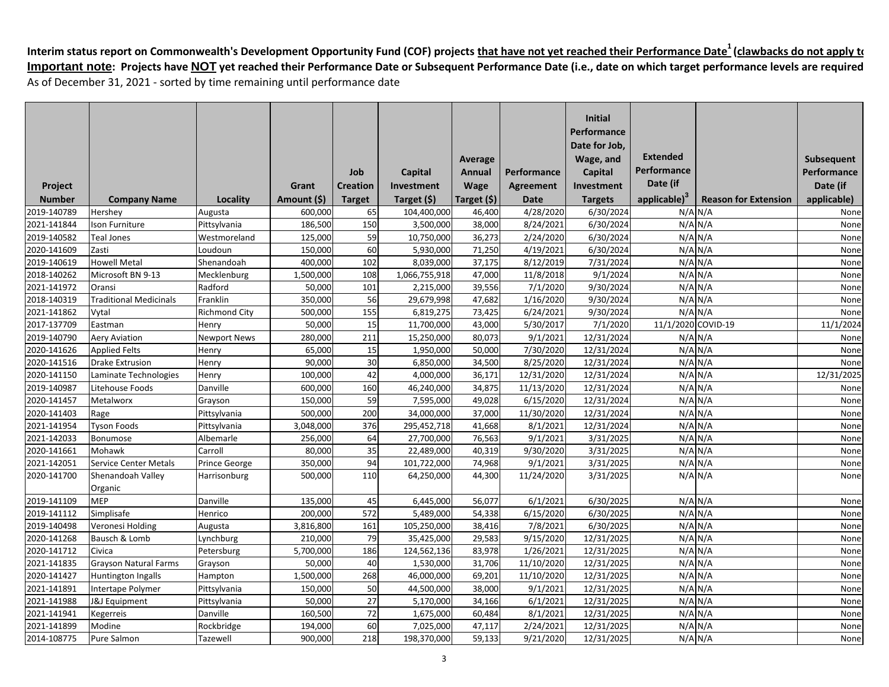**Interim status report on Commonwealth's Development Opportunity Fund (COF) projects that have not yet reached their Performance Date[1] (clawbacks do not apply to**

**Important note: Projects have NOT yet reached their Performance Date or Subsequent Performance Date (i.e., date on which target performance levels are required**

As of December 31, 2021 - sorted by time remaining until performance date

| Project Number | Company Name | Locality | Grant Amount ($) | Job Creation Target | Capital Investment Target ($) | Average Annual Wage Target ($) | Performance Agreement Date | Initial Performance Date for Job, Wage, and Capital Investment Targets | Extended Performance Date (if applicable)[3] | Reason for Extension | Subsequent Performance Date (if applicable) |
|---|---|---|---|---|---|---|---|---|---|---|---|
| 2019-140789 | Hershey | Augusta | 600,000 | 65 | 104,400,000 | 46,400 | 4/28/2020 | 6/30/2024 | N/A | N/A | None |
| 2021-141844 | Ison Furniture | Pittsylvania | 186,500 | 150 | 3,500,000 | 38,000 | 8/24/2021 | 6/30/2024 | N/A | N/A | None |
| 2019-140582 | Teal Jones | Westmoreland | 125,000 | 59 | 10,750,000 | 36,273 | 2/24/2020 | 6/30/2024 | N/A | N/A | None |
| 2020-141609 | Zasti | Loudoun | 150,000 | 60 | 5,930,000 | 71,250 | 4/19/2021 | 6/30/2024 | N/A | N/A | None |
| 2019-140619 | Howell Metal | Shenandoah | 400,000 | 102 | 8,039,000 | 37,175 | 8/12/2019 | 7/31/2024 | N/A | N/A | None |
| 2018-140262 | Microsoft BN 9-13 | Mecklenburg | 1,500,000 | 108 | 1,066,755,918 | 47,000 | 11/8/2018 | 9/1/2024 | N/A | N/A | None |
| 2021-141972 | Oransi | Radford | 50,000 | 101 | 2,215,000 | 39,556 | 7/1/2020 | 9/30/2024 | N/A | N/A | None |
| 2018-140319 | Traditional Medicinals | Franklin | 350,000 | 56 | 29,679,998 | 47,682 | 1/16/2020 | 9/30/2024 | N/A | N/A | None |
| 2021-141862 | Vytal | Richmond City | 500,000 | 155 | 6,819,275 | 73,425 | 6/24/2021 | 9/30/2024 | N/A | N/A | None |
| 2017-137709 | Eastman | Henry | 50,000 | 15 | 11,700,000 | 43,000 | 5/30/2017 | 7/1/2020 | 11/1/2020 | COVID-19 | 11/1/2024 |
| 2019-140790 | Aery Aviation | Newport News | 280,000 | 211 | 15,250,000 | 80,073 | 9/1/2021 | 12/31/2024 | N/A | N/A | None |
| 2020-141626 | Applied Felts | Henry | 65,000 | 15 | 1,950,000 | 50,000 | 7/30/2020 | 12/31/2024 | N/A | N/A | None |
| 2020-141516 | Drake Extrusion | Henry | 90,000 | 30 | 6,850,000 | 34,500 | 8/25/2020 | 12/31/2024 | N/A | N/A | None |
| 2020-141150 | Laminate Technologies | Henry | 100,000 | 42 | 4,000,000 | 36,171 | 12/31/2020 | 12/31/2024 | N/A | N/A | 12/31/2025 |
| 2019-140987 | Litehouse Foods | Danville | 600,000 | 160 | 46,240,000 | 34,875 | 11/13/2020 | 12/31/2024 | N/A | N/A | None |
| 2020-141457 | Metalworx | Grayson | 150,000 | 59 | 7,595,000 | 49,028 | 6/15/2020 | 12/31/2024 | N/A | N/A | None |
| 2020-141403 | Rage | Pittsylvania | 500,000 | 200 | 34,000,000 | 37,000 | 11/30/2020 | 12/31/2024 | N/A | N/A | None |
| 2021-141954 | Tyson Foods | Pittsylvania | 3,048,000 | 376 | 295,452,718 | 41,668 | 8/1/2021 | 12/31/2024 | N/A | N/A | None |
| 2021-142033 | Bonumose | Albemarle | 256,000 | 64 | 27,700,000 | 76,563 | 9/1/2021 | 3/31/2025 | N/A | N/A | None |
| 2020-141661 | Mohawk | Carroll | 80,000 | 35 | 22,489,000 | 40,319 | 9/30/2020 | 3/31/2025 | N/A | N/A | None |
| 2021-142051 | Service Center Metals | Prince George | 350,000 | 94 | 101,722,000 | 74,968 | 9/1/2021 | 3/31/2025 | N/A | N/A | None |
| 2020-141700 | Shenandoah Valley Organic | Harrisonburg | 500,000 | 110 | 64,250,000 | 44,300 | 11/24/2020 | 3/31/2025 | N/A | N/A | None |
| 2019-141109 | MEP | Danville | 135,000 | 45 | 6,445,000 | 56,077 | 6/1/2021 | 6/30/2025 | N/A | N/A | None |
| 2019-141112 | Simplisafe | Henrico | 200,000 | 572 | 5,489,000 | 54,338 | 6/15/2020 | 6/30/2025 | N/A | N/A | None |
| 2019-140498 | Veronesi Holding | Augusta | 3,816,800 | 161 | 105,250,000 | 38,416 | 7/8/2021 | 6/30/2025 | N/A | N/A | None |
| 2020-141268 | Bausch & Lomb | Lynchburg | 210,000 | 79 | 35,425,000 | 29,583 | 9/15/2020 | 12/31/2025 | N/A | N/A | None |
| 2020-141712 | Civica | Petersburg | 5,700,000 | 186 | 124,562,136 | 83,978 | 1/26/2021 | 12/31/2025 | N/A | N/A | None |
| 2021-141835 | Grayson Natural Farms | Grayson | 50,000 | 40 | 1,530,000 | 31,706 | 11/10/2020 | 12/31/2025 | N/A | N/A | None |
| 2020-141427 | Huntington Ingalls | Hampton | 1,500,000 | 268 | 46,000,000 | 69,201 | 11/10/2020 | 12/31/2025 | N/A | N/A | None |
| 2021-141891 | Intertape Polymer | Pittsylvania | 150,000 | 50 | 44,500,000 | 38,000 | 9/1/2021 | 12/31/2025 | N/A | N/A | None |
| 2021-141988 | J&J Equipment | Pittsylvania | 50,000 | 27 | 5,170,000 | 34,166 | 6/1/2021 | 12/31/2025 | N/A | N/A | None |
| 2021-141941 | Kegerreis | Danville | 160,500 | 72 | 1,675,000 | 60,484 | 8/1/2021 | 12/31/2025 | N/A | N/A | None |
| 2021-141899 | Modine | Rockbridge | 194,000 | 60 | 7,025,000 | 47,117 | 2/24/2021 | 12/31/2025 | N/A | N/A | None |
| 2014-108775 | Pure Salmon | Tazewell | 900,000 | 218 | 198,370,000 | 59,133 | 9/21/2020 | 12/31/2025 | N/A | N/A | None |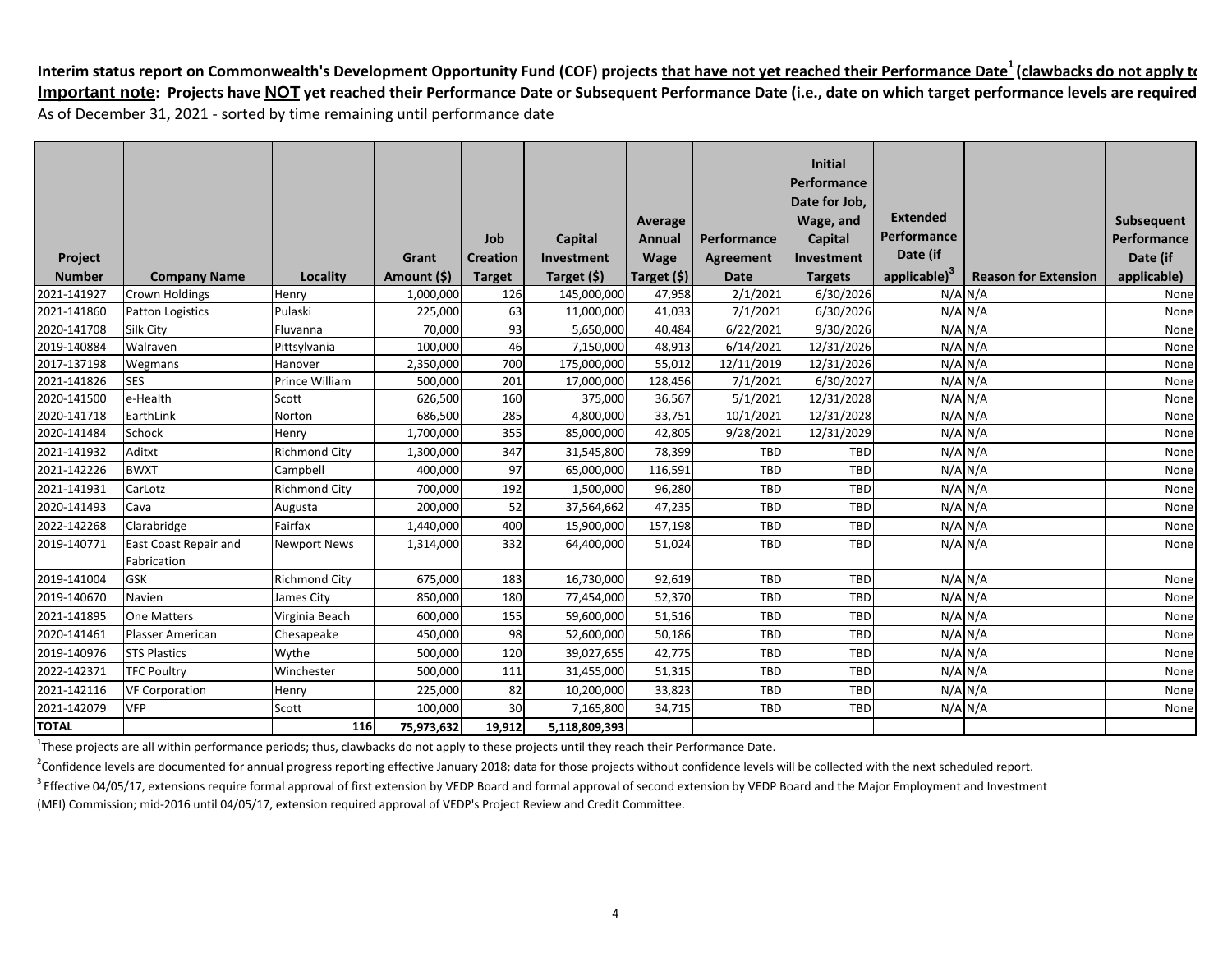**Interim status report on Commonwealth's Development Opportunity Fund (COF) projects that have not yet reached their Performance Date[1] (clawbacks do not apply to**

**Important note: Projects have NOT yet reached their Performance Date or Subsequent Performance Date (i.e., date on which target performance levels are required**

As of December 31, 2021 - sorted by time remaining until performance date

| Project Number | Company Name | Locality | Grant Amount ($) | Job Creation Target | Capital Investment Target ($) | Average Annual Wage Target ($) | Performance Agreement Date | Initial Performance Date for Job, Wage, and Capital Investment Targets | Extended Performance Date (if applicable)[3] | Reason for Extension | Subsequent Performance Date (if applicable) |
|---|---|---|---|---|---|---|---|---|---|---|---|
| 2021-141927 | Crown Holdings | Henry | 1,000,000 | 126 | 145,000,000 | 47,958 | 2/1/2021 | 6/30/2026 | N/A | N/A | None |
| 2021-141860 | Patton Logistics | Pulaski | 225,000 | 63 | 11,000,000 | 41,033 | 7/1/2021 | 6/30/2026 | N/A | N/A | None |
| 2020-141708 | Silk City | Fluvanna | 70,000 | 93 | 5,650,000 | 40,484 | 6/22/2021 | 9/30/2026 | N/A | N/A | None |
| 2019-140884 | Walraven | Pittsylvania | 100,000 | 46 | 7,150,000 | 48,913 | 6/14/2021 | 12/31/2026 | N/A | N/A | None |
| 2017-137198 | Wegmans | Hanover | 2,350,000 | 700 | 175,000,000 | 55,012 | 12/11/2019 | 12/31/2026 | N/A | N/A | None |
| 2021-141826 | SES | Prince William | 500,000 | 201 | 17,000,000 | 128,456 | 7/1/2021 | 6/30/2027 | N/A | N/A | None |
| 2020-141500 | e-Health | Scott | 626,500 | 160 | 375,000 | 36,567 | 5/1/2021 | 12/31/2028 | N/A | N/A | None |
| 2020-141718 | EarthLink | Norton | 686,500 | 285 | 4,800,000 | 33,751 | 10/1/2021 | 12/31/2028 | N/A | N/A | None |
| 2020-141484 | Schock | Henry | 1,700,000 | 355 | 85,000,000 | 42,805 | 9/28/2021 | 12/31/2029 | N/A | N/A | None |
| 2021-141932 | Aditxt | Richmond City | 1,300,000 | 347 | 31,545,800 | 78,399 | TBD | TBD | N/A | N/A | None |
| 2021-142226 | BWXT | Campbell | 400,000 | 97 | 65,000,000 | 116,591 | TBD | TBD | N/A | N/A | None |
| 2021-141931 | CarLotz | Richmond City | 700,000 | 192 | 1,500,000 | 96,280 | TBD | TBD | N/A | N/A | None |
| 2020-141493 | Cava | Augusta | 200,000 | 52 | 37,564,662 | 47,235 | TBD | TBD | N/A | N/A | None |
| 2022-142268 | Clarabridge | Fairfax | 1,440,000 | 400 | 15,900,000 | 157,198 | TBD | TBD | N/A | N/A | None |
| 2019-140771 | East Coast Repair and Fabrication | Newport News | 1,314,000 | 332 | 64,400,000 | 51,024 | TBD | TBD | N/A | N/A | None |
| 2019-141004 | GSK | Richmond City | 675,000 | 183 | 16,730,000 | 92,619 | TBD | TBD | N/A | N/A | None |
| 2019-140670 | Navien | James City | 850,000 | 180 | 77,454,000 | 52,370 | TBD | TBD | N/A | N/A | None |
| 2021-141895 | One Matters | Virginia Beach | 600,000 | 155 | 59,600,000 | 51,516 | TBD | TBD | N/A | N/A | None |
| 2020-141461 | Plasser American | Chesapeake | 450,000 | 98 | 52,600,000 | 50,186 | TBD | TBD | N/A | N/A | None |
| 2019-140976 | STS Plastics | Wythe | 500,000 | 120 | 39,027,655 | 42,775 | TBD | TBD | N/A | N/A | None |
| 2022-142371 | TFC Poultry | Winchester | 500,000 | 111 | 31,455,000 | 51,315 | TBD | TBD | N/A | N/A | None |
| 2021-142116 | VF Corporation | Henry | 225,000 | 82 | 10,200,000 | 33,823 | TBD | TBD | N/A | N/A | None |
| 2021-142079 | VFP | Scott | 100,000 | 30 | 7,165,800 | 34,715 | TBD | TBD | N/A | N/A | None |
| **TOTAL** | | **116** | **75,973,632** | **19,912** | **5,118,809,393** | | | | | | |

[1]These projects are all within performance periods; thus, clawbacks do not apply to these projects until they reach their Performance Date.

[2]Confidence levels are documented for annual progress reporting effective January 2018; data for those projects without confidence levels will be collected with the next scheduled report.

[3] Effective 04/05/17, extensions require formal approval of first extension by VEDP Board and formal approval of second extension by VEDP Board and the Major Employment and Investment (MEI) Commission; mid-2016 until 04/05/17, extension required approval of VEDP's Project Review and Credit Committee.